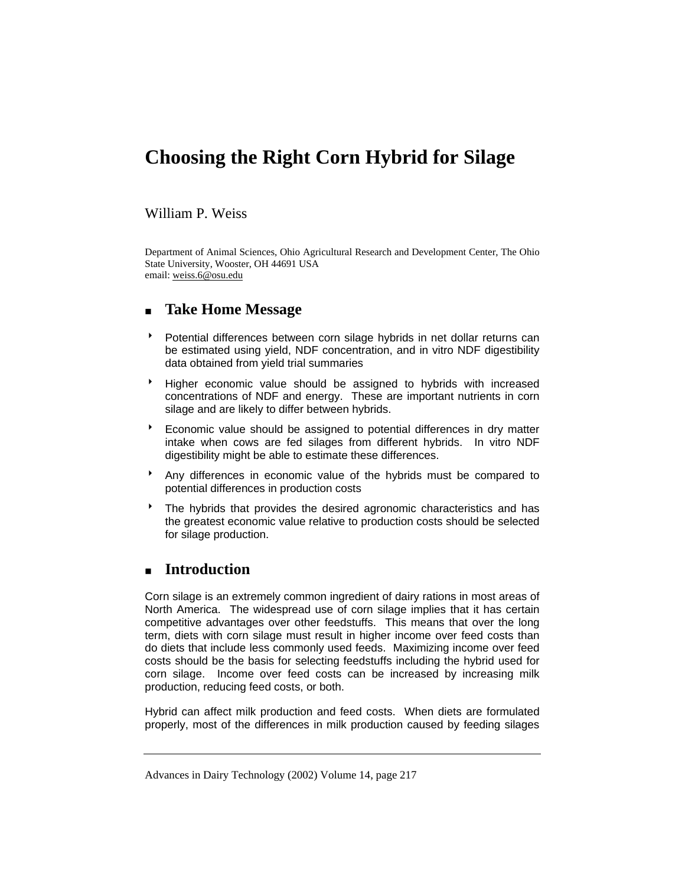# Choosing the Right Corn Hybrid for Silage

William P. Weiss

Department of Animal Sciences, Ohio Agricultural Research and Development Center, The Ohio State University, Wooster, OH 44691 USA
email: weiss.6@osu.edu

## Take Home Message

- Potential differences between corn silage hybrids in net dollar returns can be estimated using yield, NDF concentration, and in vitro NDF digestibility data obtained from yield trial summaries
- Higher economic value should be assigned to hybrids with increased concentrations of NDF and energy. These are important nutrients in corn silage and are likely to differ between hybrids.
- Economic value should be assigned to potential differences in dry matter intake when cows are fed silages from different hybrids. In vitro NDF digestibility might be able to estimate these differences.
- Any differences in economic value of the hybrids must be compared to potential differences in production costs
- The hybrids that provides the desired agronomic characteristics and has the greatest economic value relative to production costs should be selected for silage production.

## Introduction

Corn silage is an extremely common ingredient of dairy rations in most areas of North America. The widespread use of corn silage implies that it has certain competitive advantages over other feedstuffs. This means that over the long term, diets with corn silage must result in higher income over feed costs than do diets that include less commonly used feeds. Maximizing income over feed costs should be the basis for selecting feedstuffs including the hybrid used for corn silage. Income over feed costs can be increased by increasing milk production, reducing feed costs, or both.

Hybrid can affect milk production and feed costs. When diets are formulated properly, most of the differences in milk production caused by feeding silages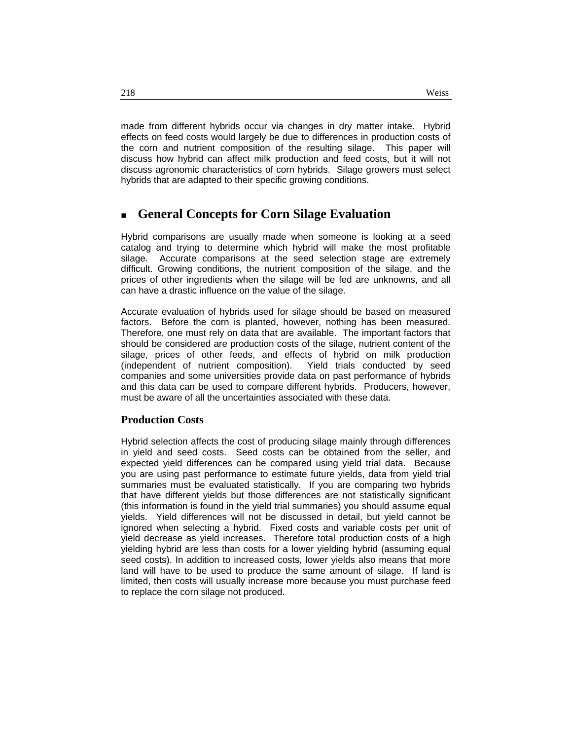made from different hybrids occur via changes in dry matter intake. Hybrid effects on feed costs would largely be due to differences in production costs of the corn and nutrient composition of the resulting silage. This paper will discuss how hybrid can affect milk production and feed costs, but it will not discuss agronomic characteristics of corn hybrids. Silage growers must select hybrids that are adapted to their specific growing conditions.

## General Concepts for Corn Silage Evaluation

Hybrid comparisons are usually made when someone is looking at a seed catalog and trying to determine which hybrid will make the most profitable silage. Accurate comparisons at the seed selection stage are extremely difficult. Growing conditions, the nutrient composition of the silage, and the prices of other ingredients when the silage will be fed are unknowns, and all can have a drastic influence on the value of the silage.

Accurate evaluation of hybrids used for silage should be based on measured factors. Before the corn is planted, however, nothing has been measured. Therefore, one must rely on data that are available. The important factors that should be considered are production costs of the silage, nutrient content of the silage, prices of other feeds, and effects of hybrid on milk production (independent of nutrient composition). Yield trials conducted by seed companies and some universities provide data on past performance of hybrids and this data can be used to compare different hybrids. Producers, however, must be aware of all the uncertainties associated with these data.

### Production Costs

Hybrid selection affects the cost of producing silage mainly through differences in yield and seed costs. Seed costs can be obtained from the seller, and expected yield differences can be compared using yield trial data. Because you are using past performance to estimate future yields, data from yield trial summaries must be evaluated statistically. If you are comparing two hybrids that have different yields but those differences are not statistically significant (this information is found in the yield trial summaries) you should assume equal yields. Yield differences will not be discussed in detail, but yield cannot be ignored when selecting a hybrid. Fixed costs and variable costs per unit of yield decrease as yield increases. Therefore total production costs of a high yielding hybrid are less than costs for a lower yielding hybrid (assuming equal seed costs). In addition to increased costs, lower yields also means that more land will have to be used to produce the same amount of silage. If land is limited, then costs will usually increase more because you must purchase feed to replace the corn silage not produced.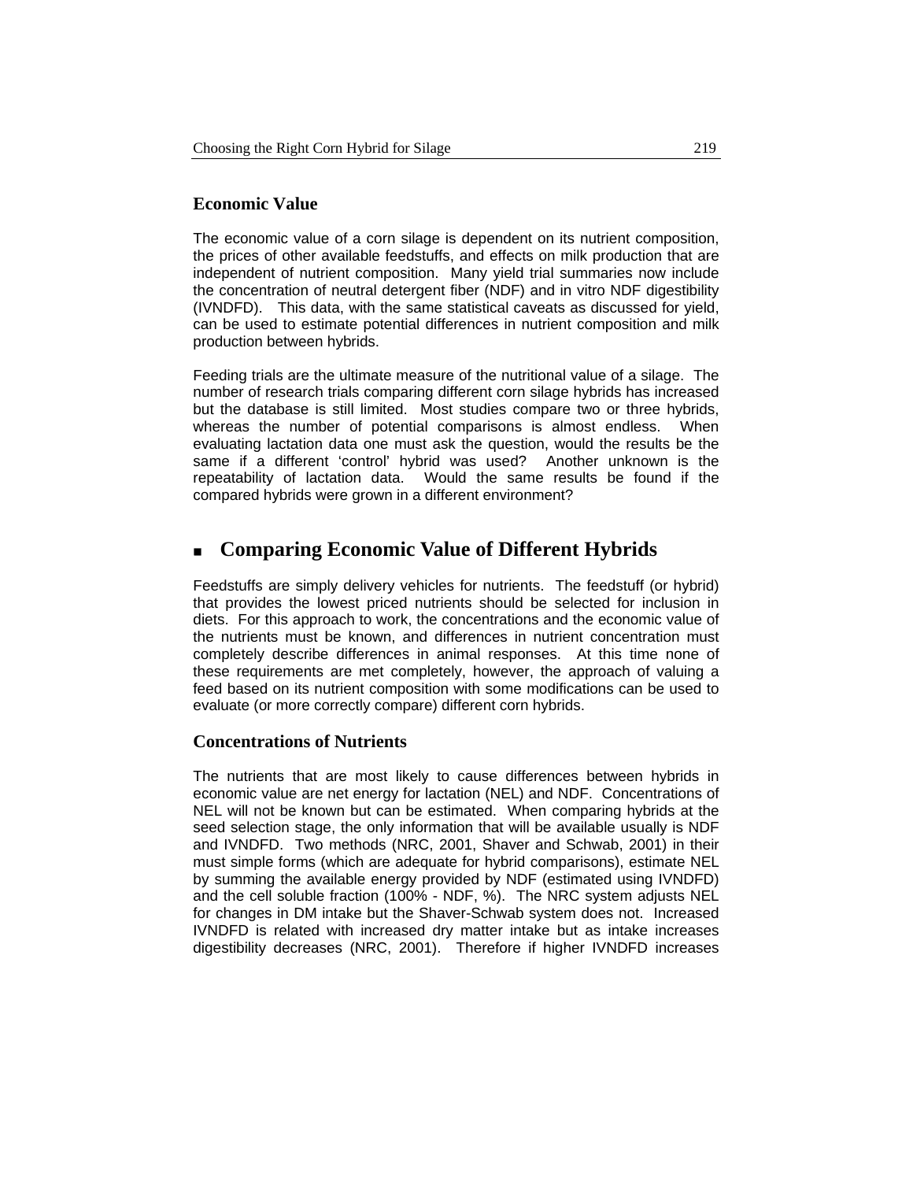### Economic Value

The economic value of a corn silage is dependent on its nutrient composition, the prices of other available feedstuffs, and effects on milk production that are independent of nutrient composition. Many yield trial summaries now include the concentration of neutral detergent fiber (NDF) and in vitro NDF digestibility (IVNDFD). This data, with the same statistical caveats as discussed for yield, can be used to estimate potential differences in nutrient composition and milk production between hybrids.

Feeding trials are the ultimate measure of the nutritional value of a silage. The number of research trials comparing different corn silage hybrids has increased but the database is still limited. Most studies compare two or three hybrids, whereas the number of potential comparisons is almost endless. When evaluating lactation data one must ask the question, would the results be the same if a different 'control' hybrid was used? Another unknown is the repeatability of lactation data. Would the same results be found if the compared hybrids were grown in a different environment?

## Comparing Economic Value of Different Hybrids

Feedstuffs are simply delivery vehicles for nutrients. The feedstuff (or hybrid) that provides the lowest priced nutrients should be selected for inclusion in diets. For this approach to work, the concentrations and the economic value of the nutrients must be known, and differences in nutrient concentration must completely describe differences in animal responses. At this time none of these requirements are met completely, however, the approach of valuing a feed based on its nutrient composition with some modifications can be used to evaluate (or more correctly compare) different corn hybrids.

### Concentrations of Nutrients

The nutrients that are most likely to cause differences between hybrids in economic value are net energy for lactation (NEL) and NDF. Concentrations of NEL will not be known but can be estimated. When comparing hybrids at the seed selection stage, the only information that will be available usually is NDF and IVNDFD. Two methods (NRC, 2001, Shaver and Schwab, 2001) in their must simple forms (which are adequate for hybrid comparisons), estimate NEL by summing the available energy provided by NDF (estimated using IVNDFD) and the cell soluble fraction (100% - NDF, %). The NRC system adjusts NEL for changes in DM intake but the Shaver-Schwab system does not. Increased IVNDFD is related with increased dry matter intake but as intake increases digestibility decreases (NRC, 2001). Therefore if higher IVNDFD increases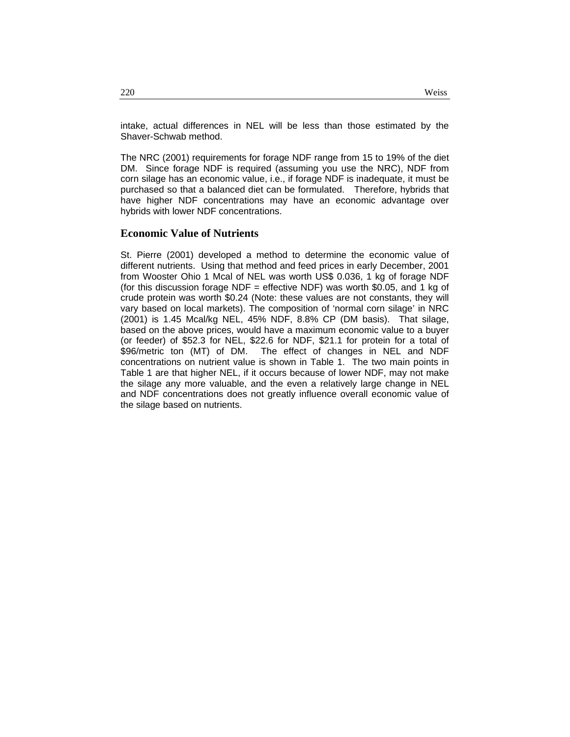intake, actual differences in NEL will be less than those estimated by the Shaver-Schwab method.

The NRC (2001) requirements for forage NDF range from 15 to 19% of the diet DM. Since forage NDF is required (assuming you use the NRC), NDF from corn silage has an economic value, i.e., if forage NDF is inadequate, it must be purchased so that a balanced diet can be formulated. Therefore, hybrids that have higher NDF concentrations may have an economic advantage over hybrids with lower NDF concentrations.

## Economic Value of Nutrients

St. Pierre (2001) developed a method to determine the economic value of different nutrients. Using that method and feed prices in early December, 2001 from Wooster Ohio 1 Mcal of NEL was worth US$ 0.036, 1 kg of forage NDF (for this discussion forage NDF = effective NDF) was worth $0.05, and 1 kg of crude protein was worth $0.24 (Note: these values are not constants, they will vary based on local markets). The composition of 'normal corn silage' in NRC (2001) is 1.45 Mcal/kg NEL, 45% NDF, 8.8% CP (DM basis). That silage, based on the above prices, would have a maximum economic value to a buyer (or feeder) of $52.3 for NEL, $22.6 for NDF, $21.1 for protein for a total of $96/metric ton (MT) of DM. The effect of changes in NEL and NDF concentrations on nutrient value is shown in Table 1. The two main points in Table 1 are that higher NEL, if it occurs because of lower NDF, may not make the silage any more valuable, and the even a relatively large change in NEL and NDF concentrations does not greatly influence overall economic value of the silage based on nutrients.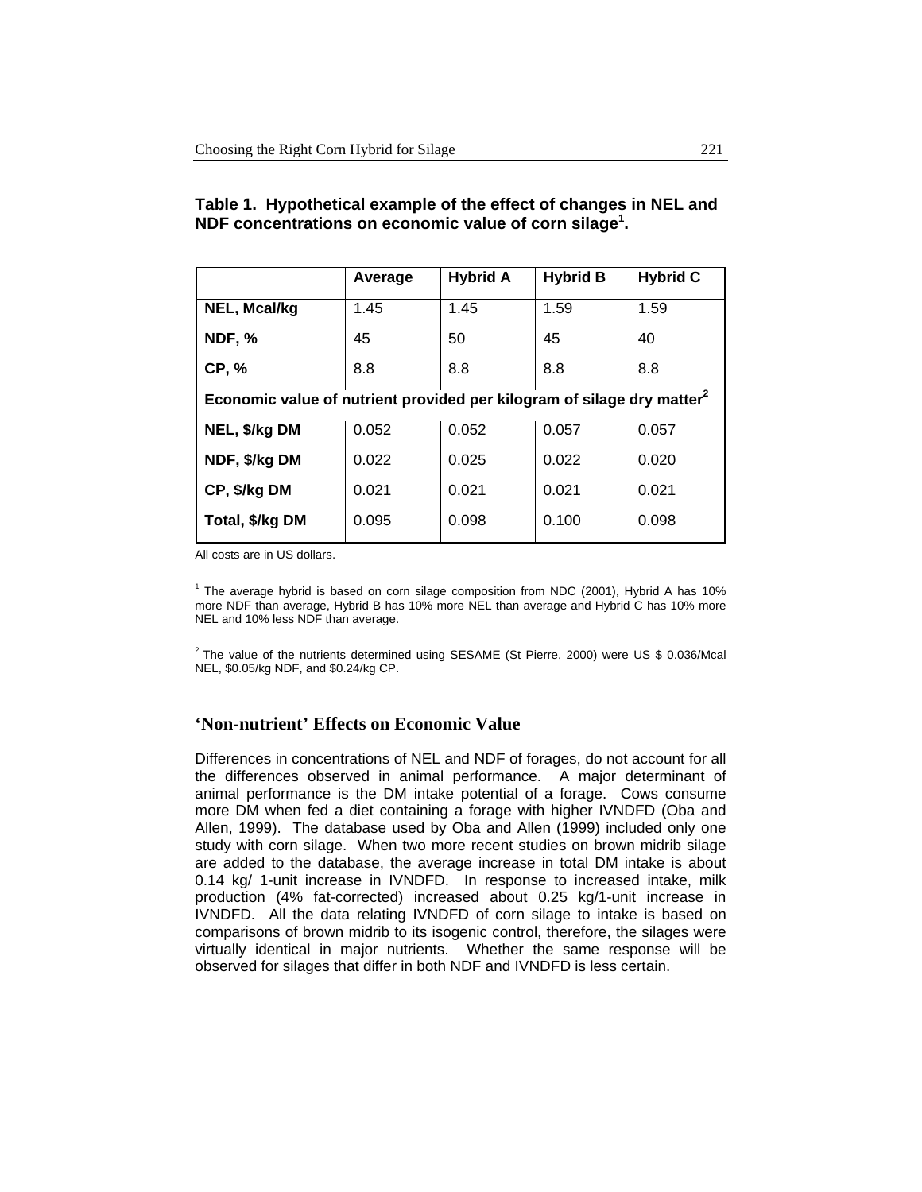**Table 1. Hypothetical example of the effect of changes in NEL and NDF concentrations on economic value of corn silage[1].**

| | Average | Hybrid A | Hybrid B | Hybrid C |
|---|---|---|---|---|
| **NEL, Mcal/kg** | 1.45 | 1.45 | 1.59 | 1.59 |
| **NDF, %** | 45 | 50 | 45 | 40 |
| **CP, %** | 8.8 | 8.8 | 8.8 | 8.8 |
| **Economic value of nutrient provided per kilogram of silage dry matter[2]** | | | | |
| **NEL, $/kg DM** | 0.052 | 0.052 | 0.057 | 0.057 |
| **NDF, $/kg DM** | 0.022 | 0.025 | 0.022 | 0.020 |
| **CP, $/kg DM** | 0.021 | 0.021 | 0.021 | 0.021 |
| **Total, $/kg DM** | 0.095 | 0.098 | 0.100 | 0.098 |

All costs are in US dollars.

[1] The average hybrid is based on corn silage composition from NDC (2001), Hybrid A has 10% more NDF than average, Hybrid B has 10% more NEL than average and Hybrid C has 10% more NEL and 10% less NDF than average.

[2] The value of the nutrients determined using SESAME (St Pierre, 2000) were US $ 0.036/Mcal NEL, $0.05/kg NDF, and $0.24/kg CP.

## 'Non-nutrient' Effects on Economic Value

Differences in concentrations of NEL and NDF of forages, do not account for all the differences observed in animal performance. A major determinant of animal performance is the DM intake potential of a forage. Cows consume more DM when fed a diet containing a forage with higher IVNDFD (Oba and Allen, 1999). The database used by Oba and Allen (1999) included only one study with corn silage. When two more recent studies on brown midrib silage are added to the database, the average increase in total DM intake is about 0.14 kg/ 1-unit increase in IVNDFD. In response to increased intake, milk production (4% fat-corrected) increased about 0.25 kg/1-unit increase in IVNDFD. All the data relating IVNDFD of corn silage to intake is based on comparisons of brown midrib to its isogenic control, therefore, the silages were virtually identical in major nutrients. Whether the same response will be observed for silages that differ in both NDF and IVNDFD is less certain.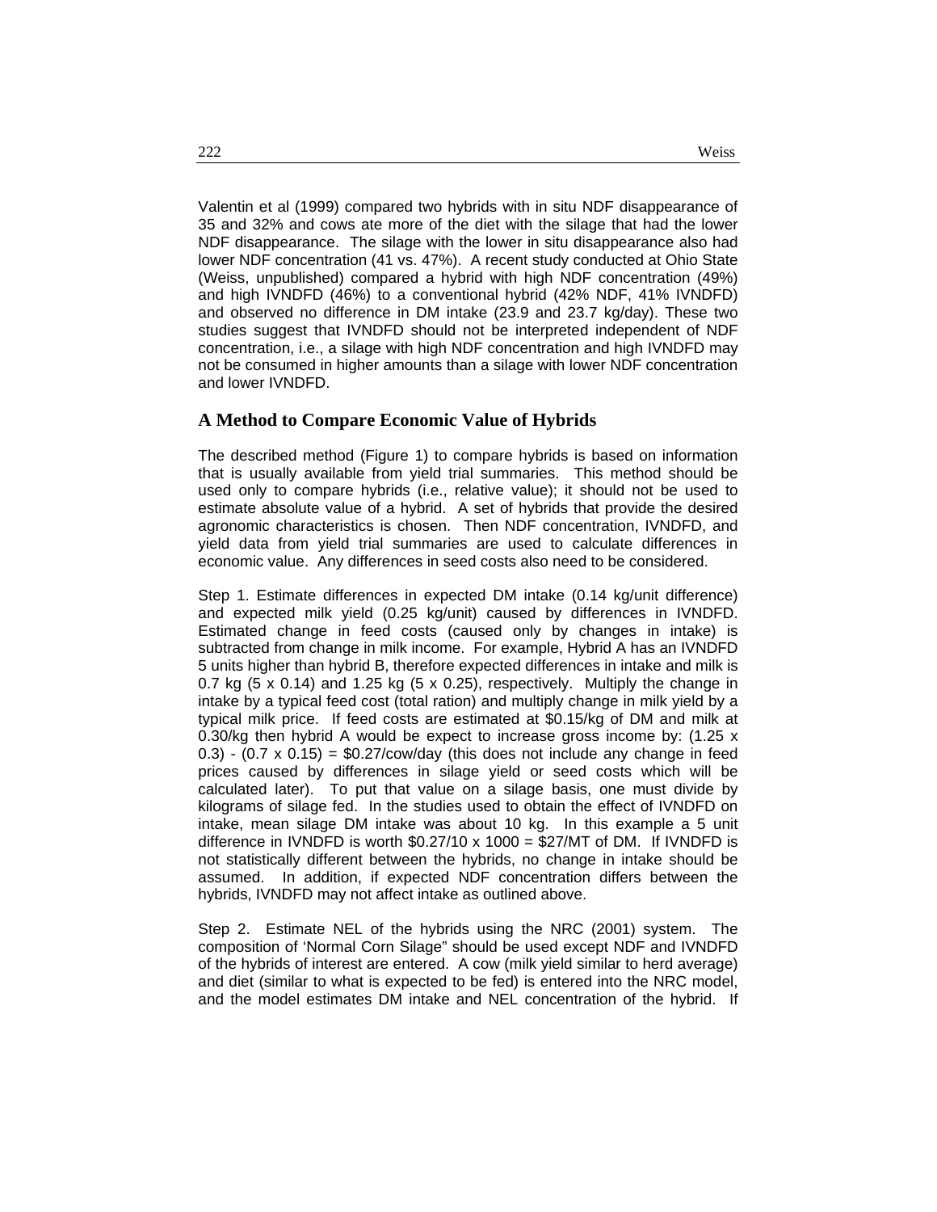Valentin et al (1999) compared two hybrids with in situ NDF disappearance of 35 and 32% and cows ate more of the diet with the silage that had the lower NDF disappearance. The silage with the lower in situ disappearance also had lower NDF concentration (41 vs. 47%). A recent study conducted at Ohio State (Weiss, unpublished) compared a hybrid with high NDF concentration (49%) and high IVNDFD (46%) to a conventional hybrid (42% NDF, 41% IVNDFD) and observed no difference in DM intake (23.9 and 23.7 kg/day). These two studies suggest that IVNDFD should not be interpreted independent of NDF concentration, i.e., a silage with high NDF concentration and high IVNDFD may not be consumed in higher amounts than a silage with lower NDF concentration and lower IVNDFD.

## A Method to Compare Economic Value of Hybrids

The described method (Figure 1) to compare hybrids is based on information that is usually available from yield trial summaries. This method should be used only to compare hybrids (i.e., relative value); it should not be used to estimate absolute value of a hybrid. A set of hybrids that provide the desired agronomic characteristics is chosen. Then NDF concentration, IVNDFD, and yield data from yield trial summaries are used to calculate differences in economic value. Any differences in seed costs also need to be considered.

Step 1. Estimate differences in expected DM intake (0.14 kg/unit difference) and expected milk yield (0.25 kg/unit) caused by differences in IVNDFD. Estimated change in feed costs (caused only by changes in intake) is subtracted from change in milk income. For example, Hybrid A has an IVNDFD 5 units higher than hybrid B, therefore expected differences in intake and milk is 0.7 kg (5 x 0.14) and 1.25 kg (5 x 0.25), respectively. Multiply the change in intake by a typical feed cost (total ration) and multiply change in milk yield by a typical milk price. If feed costs are estimated at $0.15/kg of DM and milk at 0.30/kg then hybrid A would be expect to increase gross income by: (1.25 x 0.3) - (0.7 x 0.15) = $0.27/cow/day (this does not include any change in feed prices caused by differences in silage yield or seed costs which will be calculated later). To put that value on a silage basis, one must divide by kilograms of silage fed. In the studies used to obtain the effect of IVNDFD on intake, mean silage DM intake was about 10 kg. In this example a 5 unit difference in IVNDFD is worth $0.27/10 x 1000 = $27/MT of DM. If IVNDFD is not statistically different between the hybrids, no change in intake should be assumed. In addition, if expected NDF concentration differs between the hybrids, IVNDFD may not affect intake as outlined above.

Step 2. Estimate NEL of the hybrids using the NRC (2001) system. The composition of 'Normal Corn Silage" should be used except NDF and IVNDFD of the hybrids of interest are entered. A cow (milk yield similar to herd average) and diet (similar to what is expected to be fed) is entered into the NRC model, and the model estimates DM intake and NEL concentration of the hybrid. If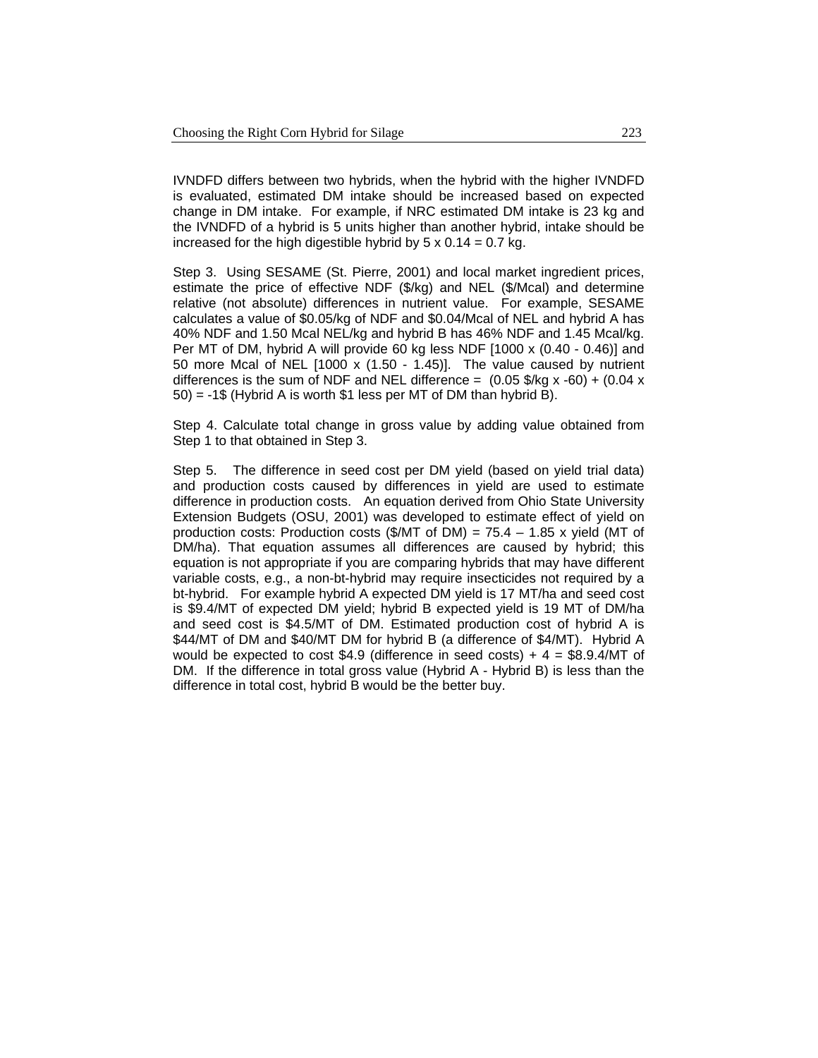IVNDFD differs between two hybrids, when the hybrid with the higher IVNDFD is evaluated, estimated DM intake should be increased based on expected change in DM intake. For example, if NRC estimated DM intake is 23 kg and the IVNDFD of a hybrid is 5 units higher than another hybrid, intake should be increased for the high digestible hybrid by $5 \times 0.14 = 0.7$ kg.

Step 3. Using SESAME (St. Pierre, 2001) and local market ingredient prices, estimate the price of effective NDF ($/kg) and NEL ($/Mcal) and determine relative (not absolute) differences in nutrient value. For example, SESAME calculates a value of $0.05/kg of NDF and $0.04/Mcal of NEL and hybrid A has 40% NDF and 1.50 Mcal NEL/kg and hybrid B has 46% NDF and 1.45 Mcal/kg. Per MT of DM, hybrid A will provide 60 kg less NDF [$1000 \times (0.40 - 0.46)$] and 50 more Mcal of NEL [$1000 \times (1.50 - 1.45)$]. The value caused by nutrient differences is the sum of NDF and NEL difference = ($0.05$ $/kg x -60) + ($0.04 \times 50$) = -1$ (Hybrid A is worth $1 less per MT of DM than hybrid B).

Step 4. Calculate total change in gross value by adding value obtained from Step 1 to that obtained in Step 3.

Step 5. The difference in seed cost per DM yield (based on yield trial data) and production costs caused by differences in yield are used to estimate difference in production costs. An equation derived from Ohio State University Extension Budgets (OSU, 2001) was developed to estimate effect of yield on production costs: Production costs ($/MT of DM) = 75.4 – 1.85 x yield (MT of DM/ha). That equation assumes all differences are caused by hybrid; this equation is not appropriate if you are comparing hybrids that may have different variable costs, e.g., a non-bt-hybrid may require insecticides not required by a bt-hybrid. For example hybrid A expected DM yield is 17 MT/ha and seed cost is $9.4/MT of expected DM yield; hybrid B expected yield is 19 MT of DM/ha and seed cost is $4.5/MT of DM. Estimated production cost of hybrid A is $44/MT of DM and $40/MT DM for hybrid B (a difference of $4/MT). Hybrid A would be expected to cost $4.9 (difference in seed costs) + 4 = $8.9.4/MT of DM. If the difference in total gross value (Hybrid A - Hybrid B) is less than the difference in total cost, hybrid B would be the better buy.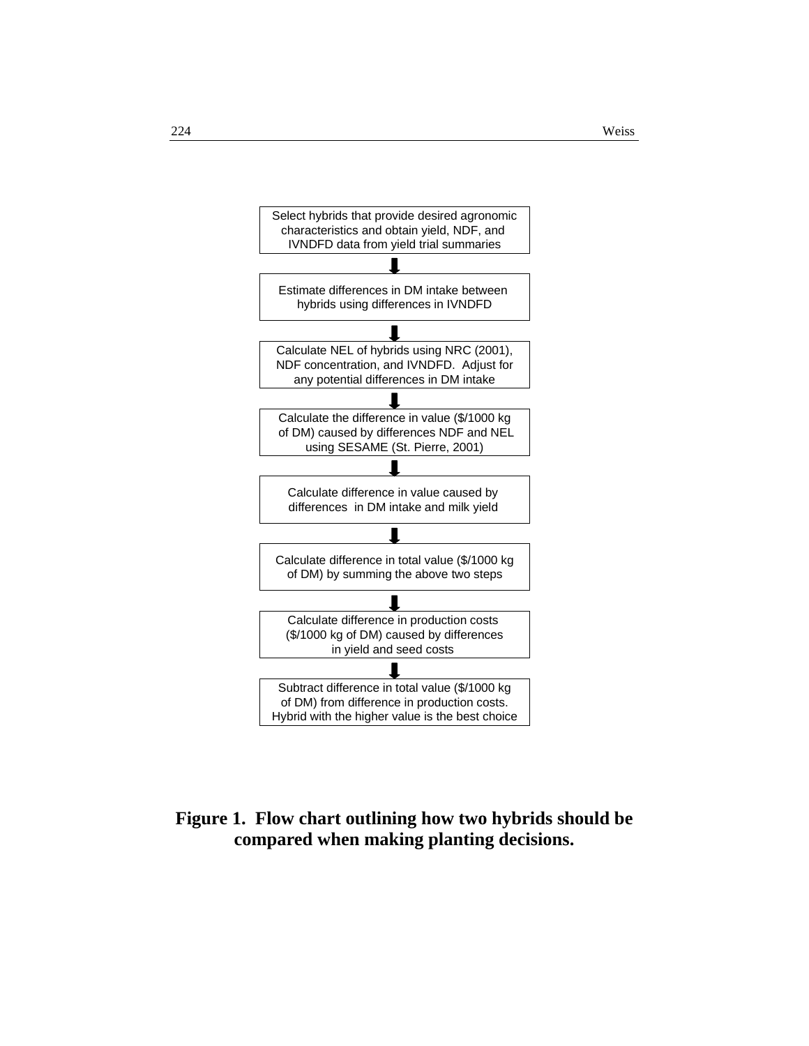Select hybrids that provide desired agronomic characteristics and obtain yield, NDF, and IVNDFD data from yield trial summaries

↓

Estimate differences in DM intake between hybrids using differences in IVNDFD

↓

Calculate NEL of hybrids using NRC (2001), NDF concentration, and IVNDFD. Adjust for any potential differences in DM intake

↓

Calculate the difference in value ($/1000 kg of DM) caused by differences NDF and NEL using SESAME (St. Pierre, 2001)

↓

Calculate difference in value caused by differences in DM intake and milk yield

↓

Calculate difference in total value ($/1000 kg of DM) by summing the above two steps

↓

Calculate difference in production costs ($/1000 kg of DM) caused by differences in yield and seed costs

↓

Subtract difference in total value ($/1000 kg of DM) from difference in production costs. Hybrid with the higher value is the best choice

**Figure 1. Flow chart outlining how two hybrids should be compared when making planting decisions.**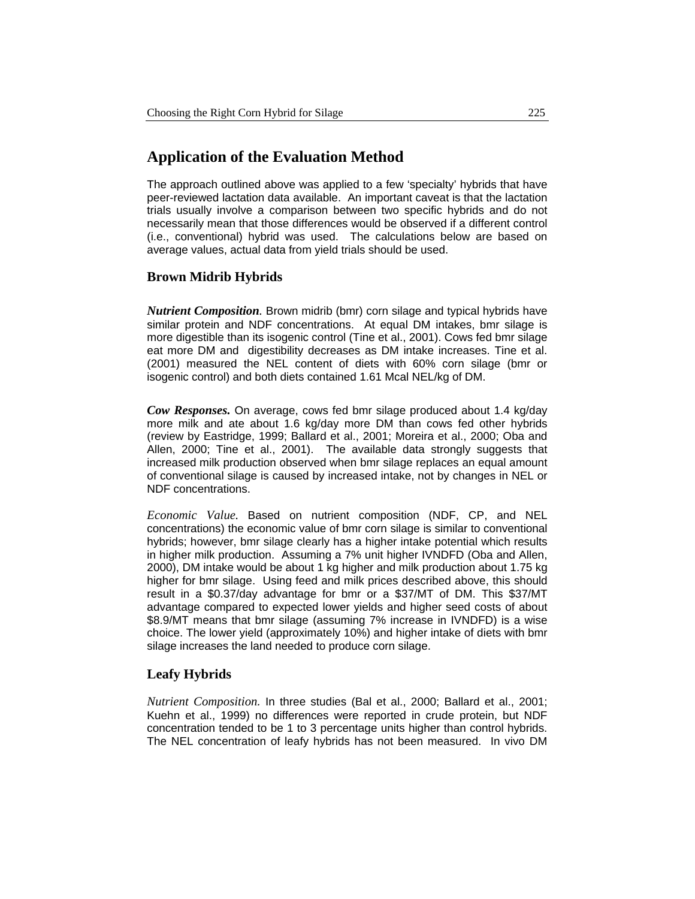## Application of the Evaluation Method

The approach outlined above was applied to a few 'specialty' hybrids that have peer-reviewed lactation data available. An important caveat is that the lactation trials usually involve a comparison between two specific hybrids and do not necessarily mean that those differences would be observed if a different control (i.e., conventional) hybrid was used. The calculations below are based on average values, actual data from yield trials should be used.

### Brown Midrib Hybrids

***Nutrient Composition.*** Brown midrib (bmr) corn silage and typical hybrids have similar protein and NDF concentrations. At equal DM intakes, bmr silage is more digestible than its isogenic control (Tine et al., 2001). Cows fed bmr silage eat more DM and digestibility decreases as DM intake increases. Tine et al. (2001) measured the NEL content of diets with 60% corn silage (bmr or isogenic control) and both diets contained 1.61 Mcal NEL/kg of DM.

***Cow Responses.*** On average, cows fed bmr silage produced about 1.4 kg/day more milk and ate about 1.6 kg/day more DM than cows fed other hybrids (review by Eastridge, 1999; Ballard et al., 2001; Moreira et al., 2000; Oba and Allen, 2000; Tine et al., 2001). The available data strongly suggests that increased milk production observed when bmr silage replaces an equal amount of conventional silage is caused by increased intake, not by changes in NEL or NDF concentrations.

*Economic Value.* Based on nutrient composition (NDF, CP, and NEL concentrations) the economic value of bmr corn silage is similar to conventional hybrids; however, bmr silage clearly has a higher intake potential which results in higher milk production. Assuming a 7% unit higher IVNDFD (Oba and Allen, 2000), DM intake would be about 1 kg higher and milk production about 1.75 kg higher for bmr silage. Using feed and milk prices described above, this should result in a \$0.37/day advantage for bmr or a \$37/MT of DM. This \$37/MT advantage compared to expected lower yields and higher seed costs of about \$8.9/MT means that bmr silage (assuming 7% increase in IVNDFD) is a wise choice. The lower yield (approximately 10%) and higher intake of diets with bmr silage increases the land needed to produce corn silage.

### Leafy Hybrids

*Nutrient Composition.* In three studies (Bal et al., 2000; Ballard et al., 2001; Kuehn et al., 1999) no differences were reported in crude protein, but NDF concentration tended to be 1 to 3 percentage units higher than control hybrids. The NEL concentration of leafy hybrids has not been measured. In vivo DM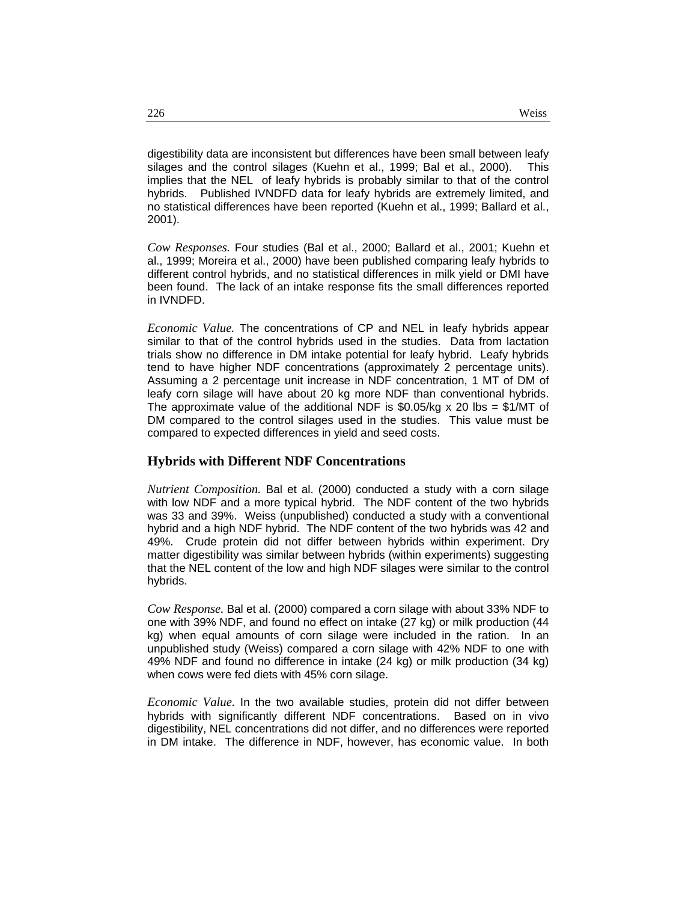digestibility data are inconsistent but differences have been small between leafy silages and the control silages (Kuehn et al., 1999; Bal et al., 2000). This implies that the NEL of leafy hybrids is probably similar to that of the control hybrids. Published IVNDFD data for leafy hybrids are extremely limited, and no statistical differences have been reported (Kuehn et al., 1999; Ballard et al., 2001).

*Cow Responses.* Four studies (Bal et al., 2000; Ballard et al., 2001; Kuehn et al., 1999; Moreira et al., 2000) have been published comparing leafy hybrids to different control hybrids, and no statistical differences in milk yield or DMI have been found. The lack of an intake response fits the small differences reported in IVNDFD.

*Economic Value.* The concentrations of CP and NEL in leafy hybrids appear similar to that of the control hybrids used in the studies. Data from lactation trials show no difference in DM intake potential for leafy hybrid. Leafy hybrids tend to have higher NDF concentrations (approximately 2 percentage units). Assuming a 2 percentage unit increase in NDF concentration, 1 MT of DM of leafy corn silage will have about 20 kg more NDF than conventional hybrids. The approximate value of the additional NDF is $0.05/kg x 20 lbs = $1/MT of DM compared to the control silages used in the studies. This value must be compared to expected differences in yield and seed costs.

## Hybrids with Different NDF Concentrations

*Nutrient Composition.* Bal et al. (2000) conducted a study with a corn silage with low NDF and a more typical hybrid. The NDF content of the two hybrids was 33 and 39%. Weiss (unpublished) conducted a study with a conventional hybrid and a high NDF hybrid. The NDF content of the two hybrids was 42 and 49%. Crude protein did not differ between hybrids within experiment. Dry matter digestibility was similar between hybrids (within experiments) suggesting that the NEL content of the low and high NDF silages were similar to the control hybrids.

*Cow Response.* Bal et al. (2000) compared a corn silage with about 33% NDF to one with 39% NDF, and found no effect on intake (27 kg) or milk production (44 kg) when equal amounts of corn silage were included in the ration. In an unpublished study (Weiss) compared a corn silage with 42% NDF to one with 49% NDF and found no difference in intake (24 kg) or milk production (34 kg) when cows were fed diets with 45% corn silage.

*Economic Value.* In the two available studies, protein did not differ between hybrids with significantly different NDF concentrations. Based on in vivo digestibility, NEL concentrations did not differ, and no differences were reported in DM intake. The difference in NDF, however, has economic value. In both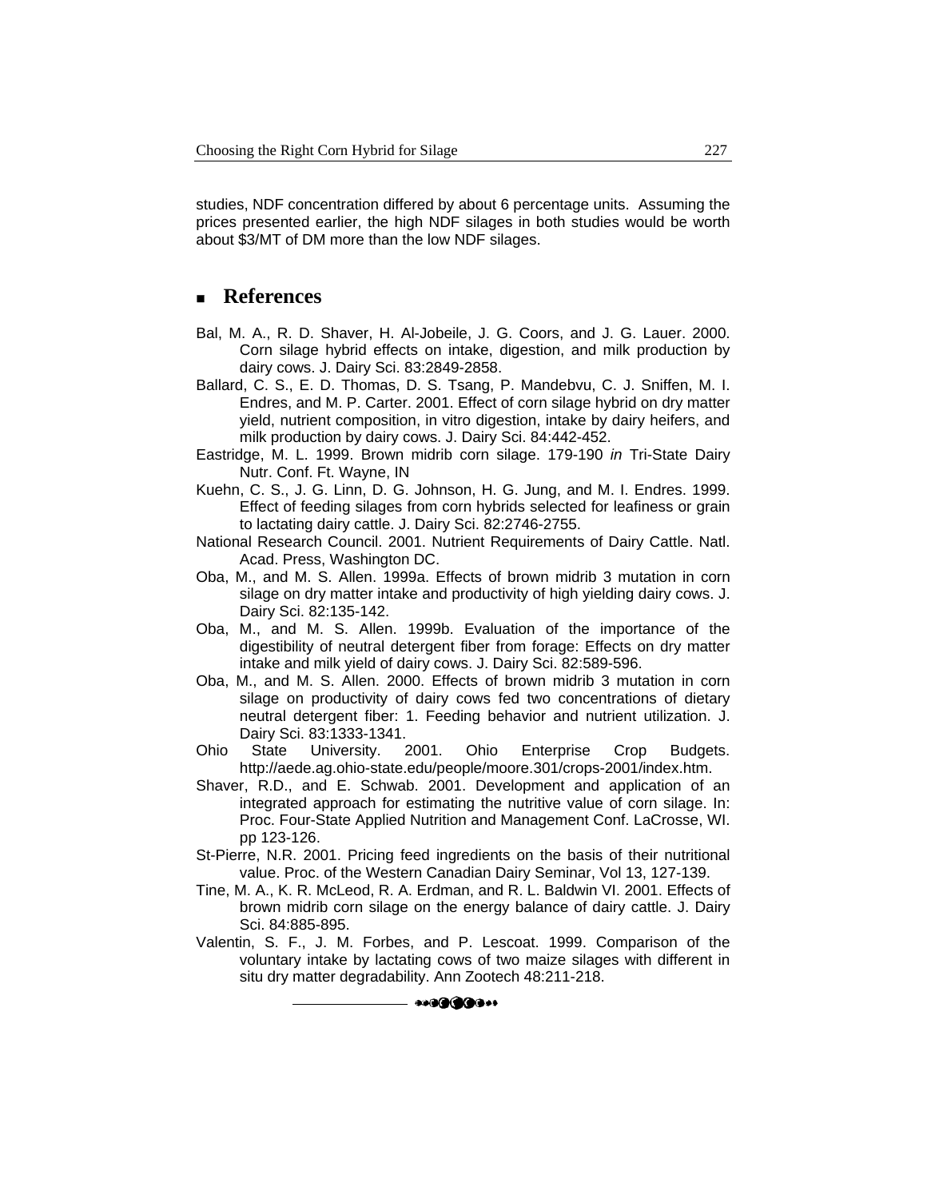studies, NDF concentration differed by about 6 percentage units. Assuming the prices presented earlier, the high NDF silages in both studies would be worth about $3/MT of DM more than the low NDF silages.

## References

Bal, M. A., R. D. Shaver, H. Al-Jobeile, J. G. Coors, and J. G. Lauer. 2000. Corn silage hybrid effects on intake, digestion, and milk production by dairy cows. J. Dairy Sci. 83:2849-2858.

Ballard, C. S., E. D. Thomas, D. S. Tsang, P. Mandebvu, C. J. Sniffen, M. I. Endres, and M. P. Carter. 2001. Effect of corn silage hybrid on dry matter yield, nutrient composition, in vitro digestion, intake by dairy heifers, and milk production by dairy cows. J. Dairy Sci. 84:442-452.

Eastridge, M. L. 1999. Brown midrib corn silage. 179-190 *in* Tri-State Dairy Nutr. Conf. Ft. Wayne, IN

Kuehn, C. S., J. G. Linn, D. G. Johnson, H. G. Jung, and M. I. Endres. 1999. Effect of feeding silages from corn hybrids selected for leafiness or grain to lactating dairy cattle. J. Dairy Sci. 82:2746-2755.

National Research Council. 2001. Nutrient Requirements of Dairy Cattle. Natl. Acad. Press, Washington DC.

Oba, M., and M. S. Allen. 1999a. Effects of brown midrib 3 mutation in corn silage on dry matter intake and productivity of high yielding dairy cows. J. Dairy Sci. 82:135-142.

Oba, M., and M. S. Allen. 1999b. Evaluation of the importance of the digestibility of neutral detergent fiber from forage: Effects on dry matter intake and milk yield of dairy cows. J. Dairy Sci. 82:589-596.

Oba, M., and M. S. Allen. 2000. Effects of brown midrib 3 mutation in corn silage on productivity of dairy cows fed two concentrations of dietary neutral detergent fiber: 1. Feeding behavior and nutrient utilization. J. Dairy Sci. 83:1333-1341.

Ohio State University. 2001. Ohio Enterprise Crop Budgets. http://aede.ag.ohio-state.edu/people/moore.301/crops-2001/index.htm.

Shaver, R.D., and E. Schwab. 2001. Development and application of an integrated approach for estimating the nutritive value of corn silage. In: Proc. Four-State Applied Nutrition and Management Conf. LaCrosse, WI. pp 123-126.

St-Pierre, N.R. 2001. Pricing feed ingredients on the basis of their nutritional value. Proc. of the Western Canadian Dairy Seminar, Vol 13, 127-139.

Tine, M. A., K. R. McLeod, R. A. Erdman, and R. L. Baldwin VI. 2001. Effects of brown midrib corn silage on the energy balance of dairy cattle. J. Dairy Sci. 84:885-895.

Valentin, S. F., J. M. Forbes, and P. Lescoat. 1999. Comparison of the voluntary intake by lactating cows of two maize silages with different in situ dry matter degradability. Ann Zootech 48:211-218.